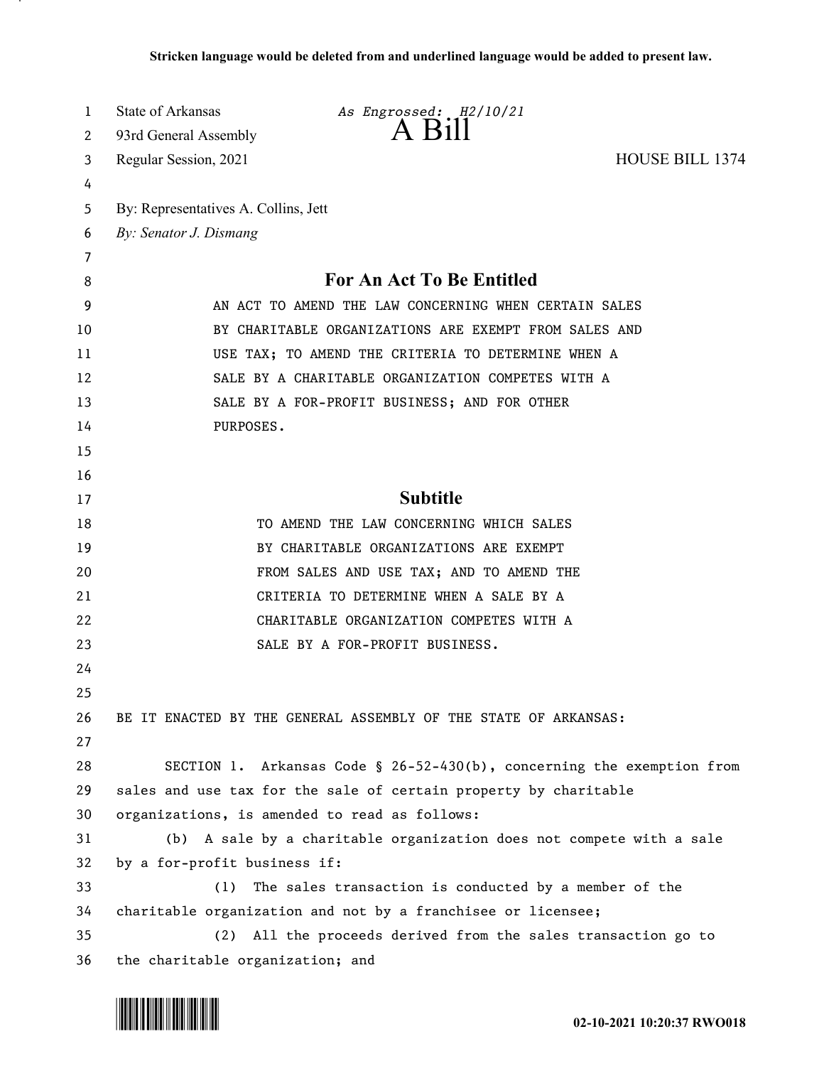Stricken language would be deleted from and underlined language would be added to present law.

State of Arkansas *As Engrossed: H2/10/21*

93rd General Assembly

# A Bill

Regular Session, 2021 HOUSE BILL 1374

By: Representatives A. Collins, Jett

*By: Senator J. Dismang*

## For An Act To Be Entitled

AN ACT TO AMEND THE LAW CONCERNING WHEN CERTAIN SALES BY CHARITABLE ORGANIZATIONS ARE EXEMPT FROM SALES AND USE TAX; TO AMEND THE CRITERIA TO DETERMINE WHEN A SALE BY A CHARITABLE ORGANIZATION COMPETES WITH A SALE BY A FOR-PROFIT BUSINESS; AND FOR OTHER PURPOSES.

## Subtitle

TO AMEND THE LAW CONCERNING WHICH SALES BY CHARITABLE ORGANIZATIONS ARE EXEMPT FROM SALES AND USE TAX; AND TO AMEND THE CRITERIA TO DETERMINE WHEN A SALE BY A CHARITABLE ORGANIZATION COMPETES WITH A SALE BY A FOR-PROFIT BUSINESS.

BE IT ENACTED BY THE GENERAL ASSEMBLY OF THE STATE OF ARKANSAS:

SECTION 1. Arkansas Code § 26-52-430(b), concerning the exemption from sales and use tax for the sale of certain property by charitable organizations, is amended to read as follows:

(b) A sale by a charitable organization does not compete with a sale by a for-profit business if:

(1) The sales transaction is conducted by a member of the charitable organization and not by a franchisee or licensee;

(2) All the proceeds derived from the sales transaction go to the charitable organization; and

02-10-2021 10:20:37 RWO018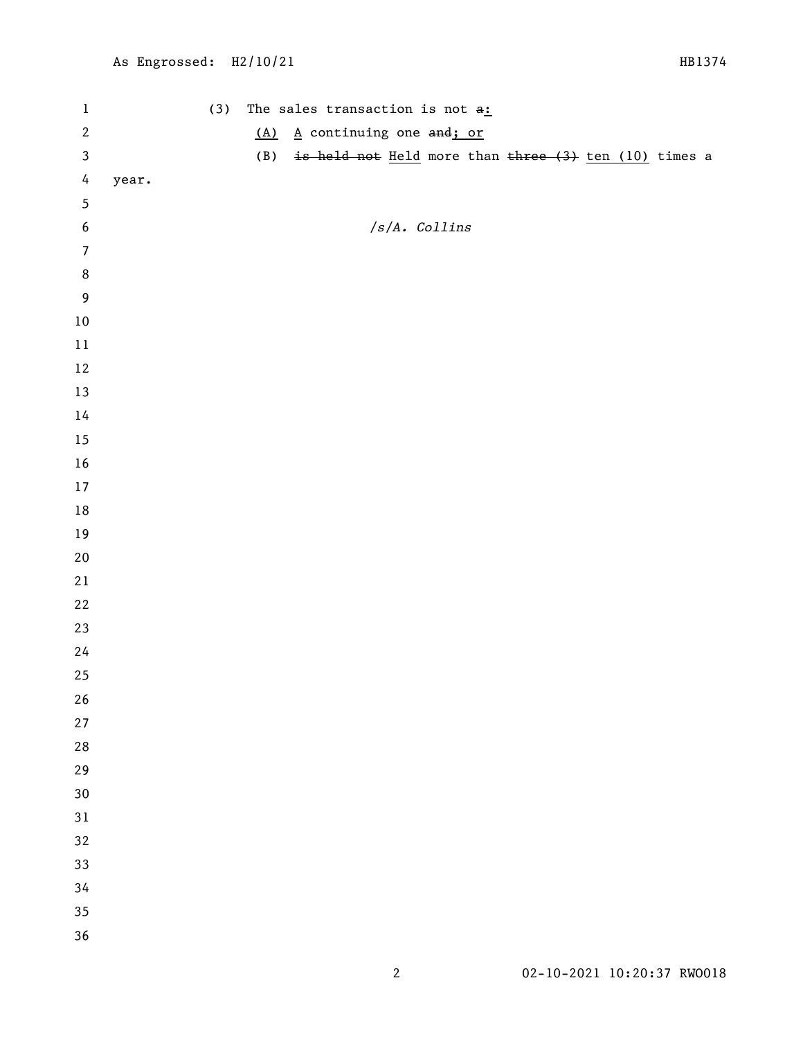(3) The sales transaction is not ~~a~~<u>:</u>

<u>(A)</u> <u>A</u> continuing one ~~and~~<u>; or</u>

(B) ~~is held not~~ <u>Held</u> more than ~~three (3)~~ <u>ten (10)</u> times a year.

*/s/A. Collins*